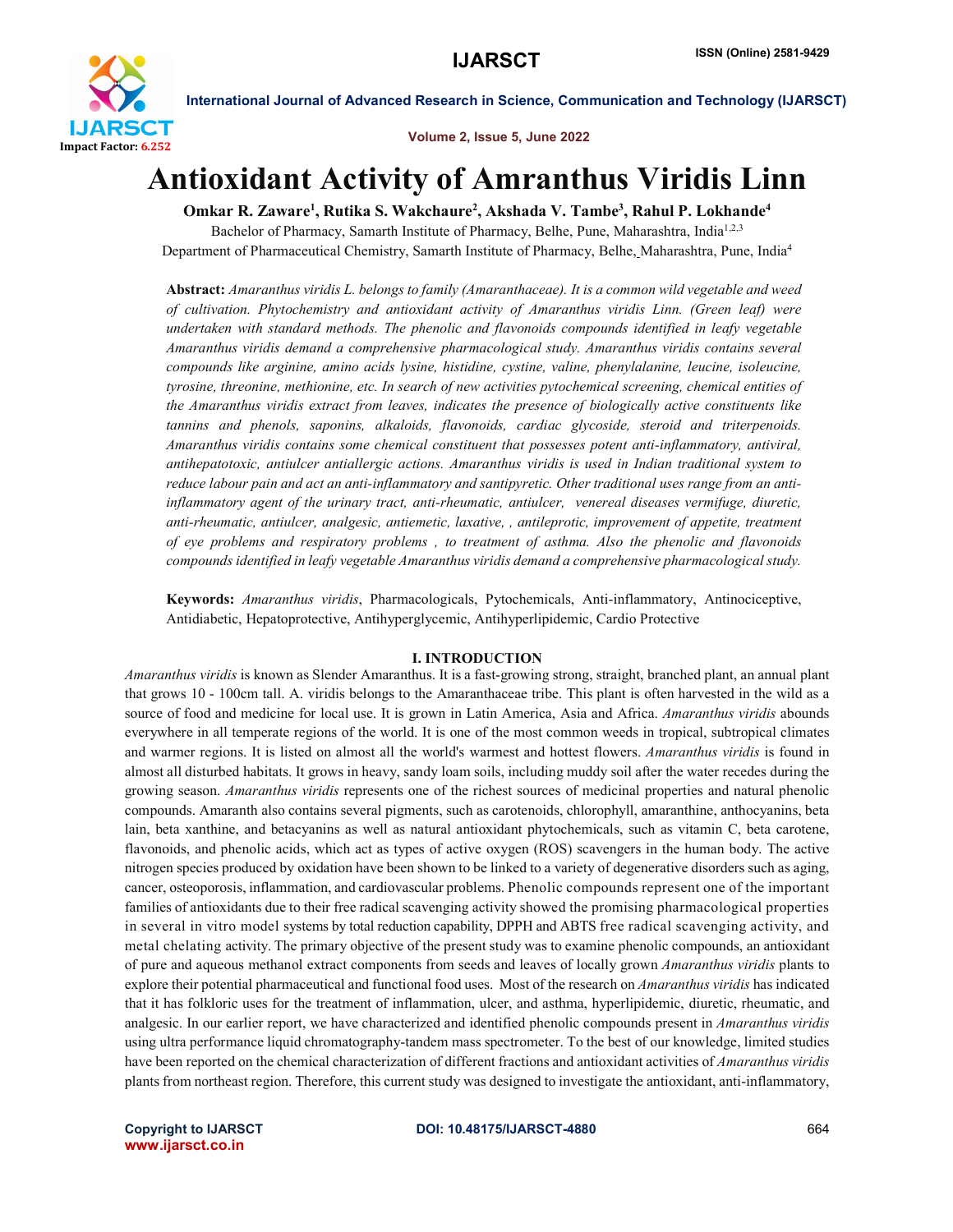# Antioxidant Activity of Amranthus Viridis Linn

**Omkar R. Zaware[1], Rutika S. Wakchaure[2], Akshada V. Tambe[3], Rahul P. Lokhande[4]**

Bachelor of Pharmacy, Samarth Institute of Pharmacy, Belhe, Pune, Maharashtra, India[1,2,3]

Department of Pharmaceutical Chemistry, Samarth Institute of Pharmacy, Belhe, Maharashtra, Pune, India[4]

**Abstract:** *Amaranthus viridis L. belongs to family (Amaranthaceae). It is a common wild vegetable and weed of cultivation. Phytochemistry and antioxidant activity of Amaranthus viridis Linn. (Green leaf) were undertaken with standard methods. The phenolic and flavonoids compounds identified in leafy vegetable Amaranthus viridis demand a comprehensive pharmacological study. Amaranthus viridis contains several compounds like arginine, amino acids lysine, histidine, cystine, valine, phenylalanine, leucine, isoleucine, tyrosine, threonine, methionine, etc. In search of new activities pytochemical screening, chemical entities of the Amaranthus viridis extract from leaves, indicates the presence of biologically active constituents like tannins and phenols, saponins, alkaloids, flavonoids, cardiac glycoside, steroid and triterpenoids. Amaranthus viridis contains some chemical constituent that possesses potent anti-inflammatory, antiviral, antihepatotoxic, antiulcer antiallergic actions. Amaranthus viridis is used in Indian traditional system to reduce labour pain and act an anti-inflammatory and santipyretic. Other traditional uses range from an anti-inflammatory agent of the urinary tract, anti-rheumatic, antiulcer, venereal diseases vermifuge, diuretic, anti-rheumatic, antiulcer, analgesic, antiemetic, laxative, , antileprotic, improvement of appetite, treatment of eye problems and respiratory problems , to treatment of asthma. Also the phenolic and flavonoids compounds identified in leafy vegetable Amaranthus viridis demand a comprehensive pharmacological study.*

**Keywords:** *Amaranthus viridis*, Pharmacologicals, Pytochemicals, Anti-inflammatory, Antinociceptive, Antidiabetic, Hepatoprotective, Antihyperglycemic, Antihyperlipidemic, Cardio Protective

## I. INTRODUCTION

*Amaranthus viridis* is known as Slender Amaranthus. It is a fast-growing strong, straight, branched plant, an annual plant that grows 10 - 100cm tall. A. viridis belongs to the Amaranthaceae tribe. This plant is often harvested in the wild as a source of food and medicine for local use. It is grown in Latin America, Asia and Africa. *Amaranthus viridis* abounds everywhere in all temperate regions of the world. It is one of the most common weeds in tropical, subtropical climates and warmer regions. It is listed on almost all the world's warmest and hottest flowers. *Amaranthus viridis* is found in almost all disturbed habitats. It grows in heavy, sandy loam soils, including muddy soil after the water recedes during the growing season. *Amaranthus viridis* represents one of the richest sources of medicinal properties and natural phenolic compounds. Amaranth also contains several pigments, such as carotenoids, chlorophyll, amaranthine, anthocyanins, beta lain, beta xanthine, and betacyanins as well as natural antioxidant phytochemicals, such as vitamin C, beta carotene, flavonoids, and phenolic acids, which act as types of active oxygen (ROS) scavengers in the human body. The active nitrogen species produced by oxidation have been shown to be linked to a variety of degenerative disorders such as aging, cancer, osteoporosis, inflammation, and cardiovascular problems. Phenolic compounds represent one of the important families of antioxidants due to their free radical scavenging activity showed the promising pharmacological properties in several in vitro model systems by total reduction capability, DPPH and ABTS free radical scavenging activity, and metal chelating activity. The primary objective of the present study was to examine phenolic compounds, an antioxidant of pure and aqueous methanol extract components from seeds and leaves of locally grown *Amaranthus viridis* plants to explore their potential pharmaceutical and functional food uses. Most of the research on *Amaranthus viridis* has indicated that it has folkloric uses for the treatment of inflammation, ulcer, and asthma, hyperlipidemic, diuretic, rheumatic, and analgesic. In our earlier report, we have characterized and identified phenolic compounds present in *Amaranthus viridis* using ultra performance liquid chromatography-tandem mass spectrometer. To the best of our knowledge, limited studies have been reported on the chemical characterization of different fractions and antioxidant activities of *Amaranthus viridis* plants from northeast region. Therefore, this current study was designed to investigate the antioxidant, anti-inflammatory,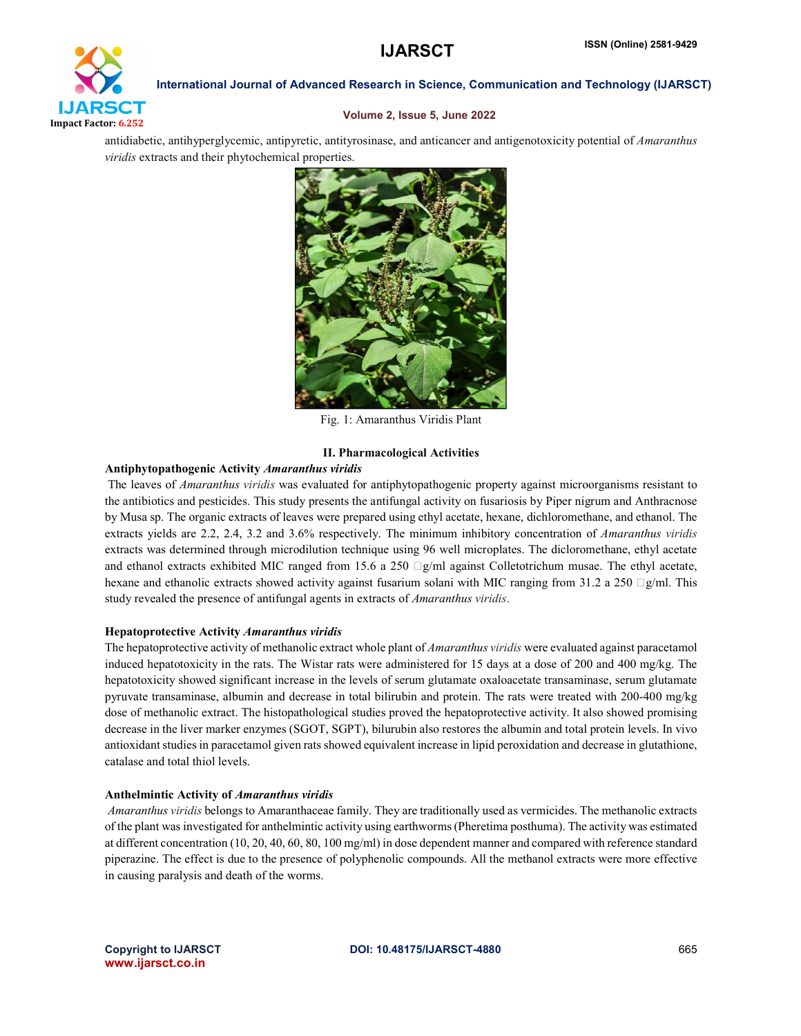antidiabetic, antihyperglycemic, antipyretic, antityrosinase, and anticancer and antigenotoxicity potential of *Amaranthus viridis* extracts and their phytochemical properties.

Fig. 1: Amaranthus Viridis Plant

## II. Pharmacological Activities

**Antiphytopathogenic Activity *Amaranthus viridis***

The leaves of *Amaranthus viridis* was evaluated for antiphytopathogenic property against microorganisms resistant to the antibiotics and pesticides. This study presents the antifungal activity on fusariosis by Piper nigrum and Anthracnose by Musa sp. The organic extracts of leaves were prepared using ethyl acetate, hexane, dichloromethane, and ethanol. The extracts yields are 2.2, 2.4, 3.2 and 3.6% respectively. The minimum inhibitory concentration of *Amaranthus viridis* extracts was determined through microdilution technique using 96 well microplates. The diclorometahne, ethyl acetate and ethanol extracts exhibited MIC ranged from 15.6 a 250 g/ml against Colletotrichum musae. The ethyl acetate, hexane and ethanolic extracts showed activity against fusarium solani with MIC ranging from 31.2 a 250 g/ml. This study revealed the presence of antifungal agents in extracts of *Amaranthus viridis*.

**Hepatoprotective Activity *Amaranthus viridis***

The hepatoprotective activity of methanolic extract whole plant of *Amaranthus viridis* were evaluated against paracetamol induced hepatotoxicity in the rats. The Wistar rats were administered for 15 days at a dose of 200 and 400 mg/kg. The hepatotoxicity showed significant increase in the levels of serum glutamate oxaloacetate transaminase, serum glutamate pyruvate transaminase, albumin and decrease in total bilirubin and protein. The rats were treated with 200-400 mg/kg dose of methanolic extract. The histopathological studies proved the hepatoprotective activity. It also showed promising decrease in the liver marker enzymes (SGOT, SGPT), bilurubin also restores the albumin and total protein levels. In vivo antioxidant studies in paracetamol given rats showed equivalent increase in lipid peroxidation and decrease in glutathione, catalase and total thiol levels.

**Anthelmintic Activity of *Amaranthus viridis***

*Amaranthus viridis* belongs to Amaranthaceae family. They are traditionally used as vermicides. The methanolic extracts of the plant was investigated for anthelmintic activity using earthworms (Pheretima posthuma). The activity was estimated at different concentration (10, 20, 40, 60, 80, 100 mg/ml) in dose dependent manner and compared with reference standard piperazine. The effect is due to the presence of polyphenolic compounds. All the methanol extracts were more effective in causing paralysis and death of the worms.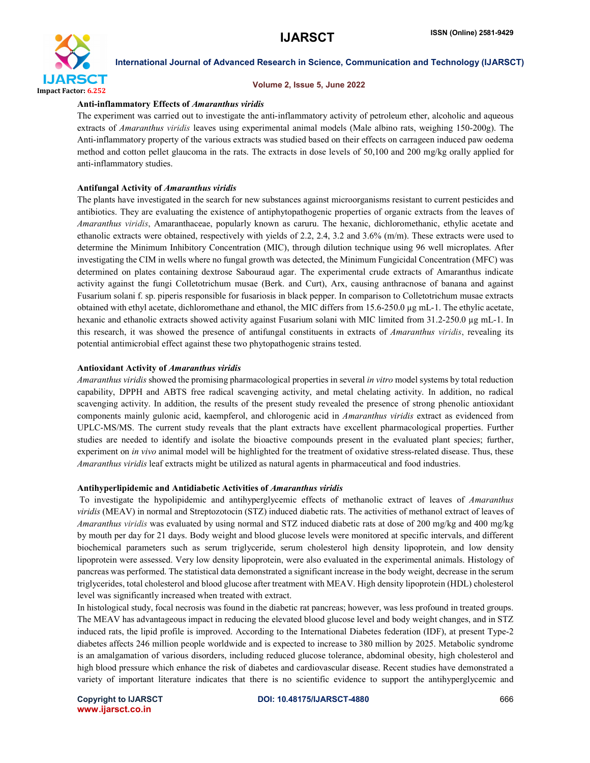### Anti-inflammatory Effects of *Amaranthus viridis*

The experiment was carried out to investigate the anti-inflammatory activity of petroleum ether, alcoholic and aqueous extracts of *Amaranthus viridis* leaves using experimental animal models (Male albino rats, weighing 150-200g). The Anti-inflammatory property of the various extracts was studied based on their effects on carrageen induced paw oedema method and cotton pellet glaucoma in the rats. The extracts in dose levels of 50,100 and 200 mg/kg orally applied for anti-inflammatory studies.

### Antifungal Activity of *Amaranthus viridis*

The plants have investigated in the search for new substances against microorganisms resistant to current pesticides and antibiotics. They are evaluating the existence of antiphytopathogenic properties of organic extracts from the leaves of *Amaranthus viridis*, Amaranthaceae, popularly known as caruru. The hexanic, dichloromethanic, ethylic acetate and ethanolic extracts were obtained, respectively with yields of 2.2, 2.4, 3.2 and 3.6% (m/m). These extracts were used to determine the Minimum Inhibitory Concentration (MIC), through dilution technique using 96 well microplates. After investigating the CIM in wells where no fungal growth was detected, the Minimum Fungicidal Concentration (MFC) was determined on plates containing dextrose Sabouraud agar. The experimental crude extracts of Amaranthus indicate activity against the fungi Colletotrichum musae (Berk. and Curt), Arx, causing anthracnose of banana and against Fusarium solani f. sp. piperis responsible for fusariosis in black pepper. In comparison to Colletotrichum musae extracts obtained with ethyl acetate, dichloromethane and ethanol, the MIC differs from 15.6-250.0 µg mL-1. The ethylic acetate, hexanic and ethanolic extracts showed activity against Fusarium solani with MIC limited from 31.2-250.0 µg mL-1. In this research, it was showed the presence of antifungal constituents in extracts of *Amaranthus viridis*, revealing its potential antimicrobial effect against these two phytopathogenic strains tested.

### Antioxidant Activity of *Amaranthus viridis*

*Amaranthus viridis* showed the promising pharmacological properties in several *in vitro* model systems by total reduction capability, DPPH and ABTS free radical scavenging activity, and metal chelating activity. In addition, no radical scavenging activity. In addition, the results of the present study revealed the presence of strong phenolic antioxidant components mainly gulonic acid, kaempferol, and chlorogenic acid in *Amaranthus viridis* extract as evidenced from UPLC-MS/MS. The current study reveals that the plant extracts have excellent pharmacological properties. Further studies are needed to identify and isolate the bioactive compounds present in the evaluated plant species; further, experiment on *in vivo* animal model will be highlighted for the treatment of oxidative stress-related disease. Thus, these *Amaranthus viridis* leaf extracts might be utilized as natural agents in pharmaceutical and food industries.

### Antihyperlipidemic and Antidiabetic Activities of *Amaranthus viridis*

To investigate the hypolipidemic and antihyperglycemic effects of methanolic extract of leaves of *Amaranthus viridis* (MEAV) in normal and Streptozotocin (STZ) induced diabetic rats. The activities of methanol extract of leaves of *Amaranthus viridis* was evaluated by using normal and STZ induced diabetic rats at dose of 200 mg/kg and 400 mg/kg by mouth per day for 21 days. Body weight and blood glucose levels were monitored at specific intervals, and different biochemical parameters such as serum triglyceride, serum cholesterol high density lipoprotein, and low density lipoprotein were assessed. Very low density lipoprotein, were also evaluated in the experimental animals. Histology of pancreas was performed. The statistical data demonstrated a significant increase in the body weight, decrease in the serum triglycerides, total cholesterol and blood glucose after treatment with MEAV. High density lipoprotein (HDL) cholesterol level was significantly increased when treated with extract.

In histological study, focal necrosis was found in the diabetic rat pancreas; however, was less profound in treated groups. The MEAV has advantageous impact in reducing the elevated blood glucose level and body weight changes, and in STZ induced rats, the lipid profile is improved. According to the International Diabetes federation (IDF), at present Type-2 diabetes affects 246 million people worldwide and is expected to increase to 380 million by 2025. Metabolic syndrome is an amalgamation of various disorders, including reduced glucose tolerance, abdominal obesity, high cholesterol and high blood pressure which enhance the risk of diabetes and cardiovascular disease. Recent studies have demonstrated a variety of important literature indicates that there is no scientific evidence to support the antihyperglycemic and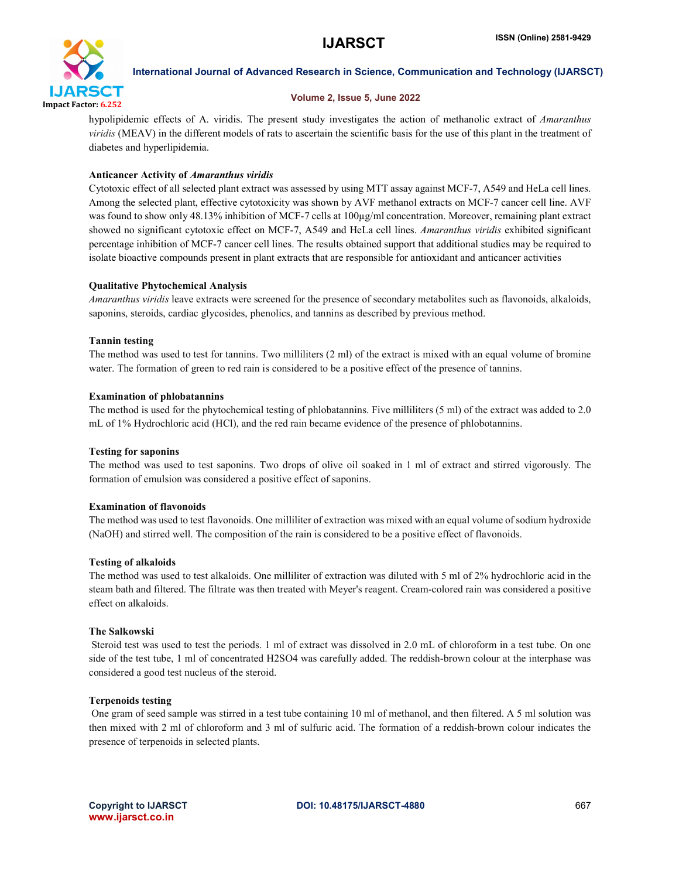hypolipidemic effects of A. viridis. The present study investigates the action of methanolic extract of *Amaranthus viridis* (MEAV) in the different models of rats to ascertain the scientific basis for the use of this plant in the treatment of diabetes and hyperlipidemia.

**Anticancer Activity of *Amaranthus viridis***

Cytotoxic effect of all selected plant extract was assessed by using MTT assay against MCF-7, A549 and HeLa cell lines. Among the selected plant, effective cytotoxicity was shown by AVF methanol extracts on MCF-7 cancer cell line. AVF was found to show only 48.13% inhibition of MCF-7 cells at 100µg/ml concentration. Moreover, remaining plant extract showed no significant cytotoxic effect on MCF-7, A549 and HeLa cell lines. *Amaranthus viridis* exhibited significant percentage inhibition of MCF-7 cancer cell lines. The results obtained support that additional studies may be required to isolate bioactive compounds present in plant extracts that are responsible for antioxidant and anticancer activities

**Qualitative Phytochemical Analysis**

*Amaranthus viridis* leave extracts were screened for the presence of secondary metabolites such as flavonoids, alkaloids, saponins, steroids, cardiac glycosides, phenolics, and tannins as described by previous method.

**Tannin testing**

The method was used to test for tannins. Two milliliters (2 ml) of the extract is mixed with an equal volume of bromine water. The formation of green to red rain is considered to be a positive effect of the presence of tannins.

**Examination of phlobatannins**

The method is used for the phytochemical testing of phlobatannins. Five milliliters (5 ml) of the extract was added to 2.0 mL of 1% Hydrochloric acid (HCl), and the red rain became evidence of the presence of phlobotannins.

**Testing for saponins**

The method was used to test saponins. Two drops of olive oil soaked in 1 ml of extract and stirred vigorously. The formation of emulsion was considered a positive effect of saponins.

**Examination of flavonoids**

The method was used to test flavonoids. One milliliter of extraction was mixed with an equal volume of sodium hydroxide (NaOH) and stirred well. The composition of the rain is considered to be a positive effect of flavonoids.

**Testing of alkaloids**

The method was used to test alkaloids. One milliliter of extraction was diluted with 5 ml of 2% hydrochloric acid in the steam bath and filtered. The filtrate was then treated with Meyer's reagent. Cream-colored rain was considered a positive effect on alkaloids.

**The Salkowski**

Steroid test was used to test the periods. 1 ml of extract was dissolved in 2.0 mL of chloroform in a test tube. On one side of the test tube, 1 ml of concentrated $H_2SO_4$ was carefully added. The reddish-brown colour at the interphase was considered a good test nucleus of the steroid.

**Terpenoids testing**

One gram of seed sample was stirred in a test tube containing 10 ml of methanol, and then filtered. A 5 ml solution was then mixed with 2 ml of chloroform and 3 ml of sulfuric acid. The formation of a reddish-brown colour indicates the presence of terpenoids in selected plants.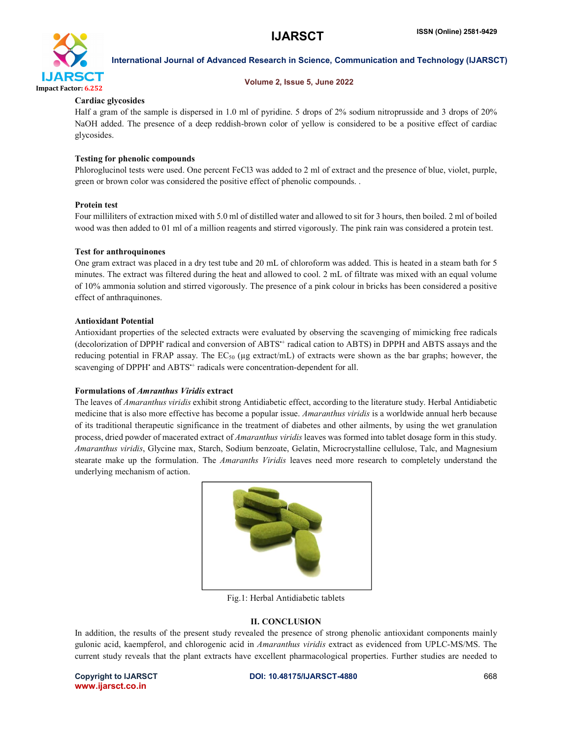### Cardiac glycosides

Half a gram of the sample is dispersed in 1.0 ml of pyridine. 5 drops of 2% sodium nitroprusside and 3 drops of 20% NaOH added. The presence of a deep reddish-brown color of yellow is considered to be a positive effect of cardiac glycosides.

### Testing for phenolic compounds

Phloroglucinol tests were used. One percent $FeCl_3$ was added to 2 ml of extract and the presence of blue, violet, purple, green or brown color was considered the positive effect of phenolic compounds. .

### Protein test

Four milliliters of extraction mixed with 5.0 ml of distilled water and allowed to sit for 3 hours, then boiled. 2 ml of boiled wood was then added to 01 ml of a million reagents and stirred vigorously. The pink rain was considered a protein test.

### Test for anthroquinones

One gram extract was placed in a dry test tube and 20 mL of chloroform was added. This is heated in a steam bath for 5 minutes. The extract was filtered during the heat and allowed to cool. 2 mL of filtrate was mixed with an equal volume of 10% ammonia solution and stirred vigorously. The presence of a pink colour in bricks has been considered a positive effect of anthraquinones.

### Antioxidant Potential

Antioxidant properties of the selected extracts were evaluated by observing the scavenging of mimicking free radicals (decolorization of $DPPH^{\bullet}$ radical and conversion of $ABTS^{\bullet+}$ radical cation to ABTS) in DPPH and ABTS assays and the reducing potential in FRAP assay. The $EC_{50}$ (μg extract/mL) of extracts were shown as the bar graphs; however, the scavenging of $DPPH^{\bullet}$ and $ABTS^{\bullet+}$ radicals were concentration-dependent for all.

### Formulations of *Amranthus Viridis* extract

The leaves of *Amaranthus viridis* exhibit strong Antidiabetic effect, according to the literature study. Herbal Antidiabetic medicine that is also more effective has become a popular issue. *Amaranthus viridis* is a worldwide annual herb because of its traditional therapeutic significance in the treatment of diabetes and other ailments, by using the wet granulation process, dried powder of macerated extract of *Amaranthus viridis* leaves was formed into tablet dosage form in this study. *Amaranthus viridis*, Glycine max, Starch, Sodium benzoate, Gelatin, Microcrystalline cellulose, Talc, and Magnesium stearate make up the formulation. The *Amaranths Viridis* leaves need more research to completely understand the underlying mechanism of action.

Fig.1: Herbal Antidiabetic tablets

## II. CONCLUSION

In addition, the results of the present study revealed the presence of strong phenolic antioxidant components mainly gulonic acid, kaempferol, and chlorogenic acid in *Amaranthus viridis* extract as evidenced from UPLC-MS/MS. The current study reveals that the plant extracts have excellent pharmacological properties. Further studies are needed to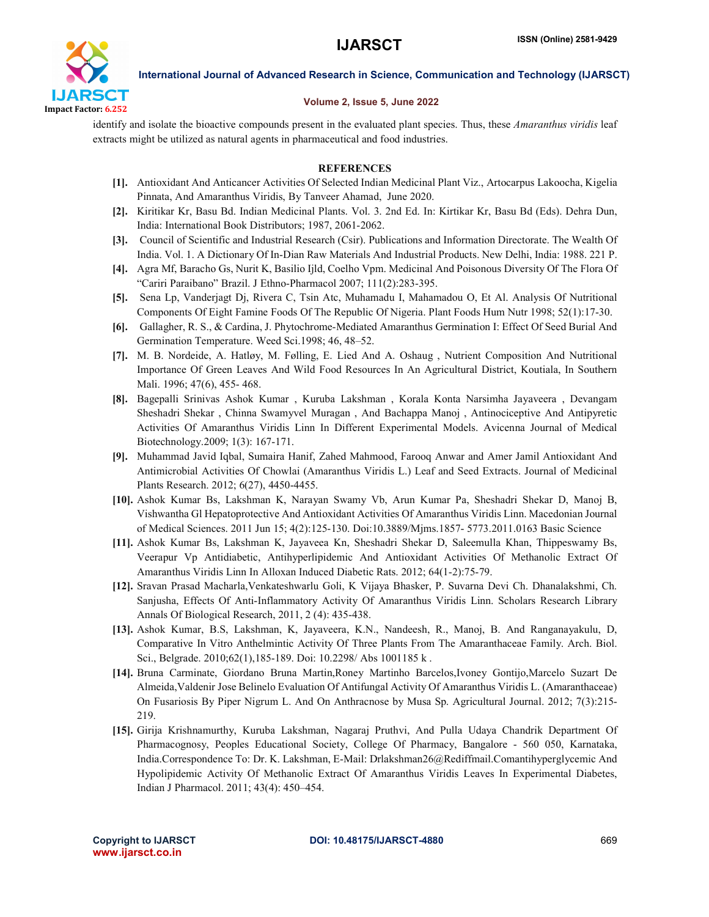identify and isolate the bioactive compounds present in the evaluated plant species. Thus, these *Amaranthus viridis* leaf extracts might be utilized as natural agents in pharmaceutical and food industries.

## REFERENCES

[1]. Antioxidant And Anticancer Activities Of Selected Indian Medicinal Plant Viz., Artocarpus Lakoocha, Kigelia Pinnata, And Amaranthus Viridis, By Tanveer Ahamad, June 2020.

[2]. Kiritikar Kr, Basu Bd. Indian Medicinal Plants. Vol. 3. 2nd Ed. In: Kirtikar Kr, Basu Bd (Eds). Dehra Dun, India: International Book Distributors; 1987, 2061-2062.

[3]. Council of Scientific and Industrial Research (Csir). Publications and Information Directorate. The Wealth Of India. Vol. 1. A Dictionary Of In-Dian Raw Materials And Industrial Products. New Delhi, India: 1988. 221 P.

[4]. Agra Mf, Baracho Gs, Nurit K, Basilio Ijld, Coelho Vpm. Medicinal And Poisonous Diversity Of The Flora Of "Cariri Paraibano" Brazil. J Ethno-Pharmacol 2007; 111(2):283-395.

[5]. Sena Lp, Vanderjagt Dj, Rivera C, Tsin Atc, Muhamadu I, Mahamadou O, Et Al. Analysis Of Nutritional Components Of Eight Famine Foods Of The Republic Of Nigeria. Plant Foods Hum Nutr 1998; 52(1):17-30.

[6]. Gallagher, R. S., & Cardina, J. Phytochrome-Mediated Amaranthus Germination I: Effect Of Seed Burial And Germination Temperature. Weed Sci.1998; 46, 48–52.

[7]. M. B. Nordeide, A. Hatløy, M. Følling, E. Lied And A. Oshaug , Nutrient Composition And Nutritional Importance Of Green Leaves And Wild Food Resources In An Agricultural District, Koutiala, In Southern Mali. 1996; 47(6), 455- 468.

[8]. Bagepalli Srinivas Ashok Kumar , Kuruba Lakshman , Korala Konta Narsimha Jayaveera , Devangam Sheshadri Shekar , Chinna Swamyvel Muragan , And Bachappa Manoj , Antinociceptive And Antipyretic Activities Of Amaranthus Viridis Linn In Different Experimental Models. Avicenna Journal of Medical Biotechnology.2009; 1(3): 167-171.

[9]. Muhammad Javid Iqbal, Sumaira Hanif, Zahed Mahmood, Farooq Anwar and Amer Jamil Antioxidant And Antimicrobial Activities Of Chowlai (Amaranthus Viridis L.) Leaf and Seed Extracts. Journal of Medicinal Plants Research. 2012; 6(27), 4450-4455.

[10]. Ashok Kumar Bs, Lakshman K, Narayan Swamy Vb, Arun Kumar Pa, Sheshadri Shekar D, Manoj B, Vishwantha Gl Hepatoprotective And Antioxidant Activities Of Amaranthus Viridis Linn. Macedonian Journal of Medical Sciences. 2011 Jun 15; 4(2):125-130. Doi:10.3889/Mjms.1857- 5773.2011.0163 Basic Science

[11]. Ashok Kumar Bs, Lakshman K, Jayaveea Kn, Sheshadri Shekar D, Saleemulla Khan, Thippeswamy Bs, Veerapur Vp Antidiabetic, Antihyperlipidemic And Antioxidant Activities Of Methanolic Extract Of Amaranthus Viridis Linn In Alloxan Induced Diabetic Rats. 2012; 64(1-2):75-79.

[12]. Sravan Prasad Macharla,Venkateshwarlu Goli, K Vijaya Bhasker, P. Suvarna Devi Ch. Dhanalakshmi, Ch. Sanjusha, Effects Of Anti-Inflammatory Activity Of Amaranthus Viridis Linn. Scholars Research Library Annals Of Biological Research, 2011, 2 (4): 435-438.

[13]. Ashok Kumar, B.S, Lakshman, K, Jayaveera, K.N., Nandeesh, R., Manoj, B. And Ranganayakulu, D, Comparative In Vitro Anthelmintic Activity Of Three Plants From The Amaranthaceae Family. Arch. Biol. Sci., Belgrade. 2010;62(1),185-189. Doi: 10.2298/ Abs 1001185 k .

[14]. Bruna Carminate, Giordano Bruna Martin,Roney Martinho Barcelos,Ivoney Gontijo,Marcelo Suzart De Almeida,Valdenir Jose Belinelo Evaluation Of Antifungal Activity Of Amaranthus Viridis L. (Amaranthaceae) On Fusariosis By Piper Nigrum L. And On Anthracnose by Musa Sp. Agricultural Journal. 2012; 7(3):215-219.

[15]. Girija Krishnamurthy, Kuruba Lakshman, Nagaraj Pruthvi, And Pulla Udaya Chandrik Department Of Pharmacognosy, Peoples Educational Society, College Of Pharmacy, Bangalore - 560 050, Karnataka, India.Correspondence To: Dr. K. Lakshman, E-Mail: Drlakshman26@Rediffmail.Comantihyperglycemic And Hypolipidemic Activity Of Methanolic Extract Of Amaranthus Viridis Leaves In Experimental Diabetes, Indian J Pharmacol. 2011; 43(4): 450–454.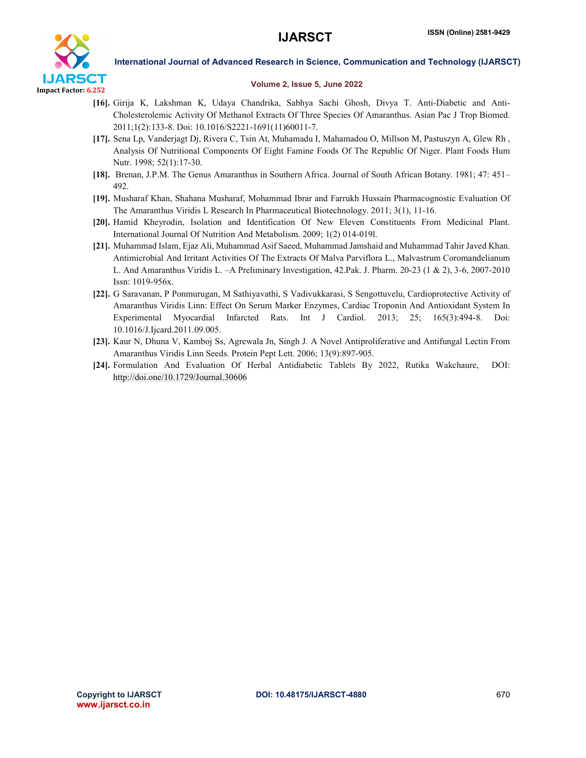[16]. Girija K, Lakshman K, Udaya Chandrika, Sabhya Sachi Ghosh, Divya T. Anti-Diabetic and Anti-Cholesterolemic Activity Of Methanol Extracts Of Three Species Of Amaranthus. Asian Pac J Trop Biomed. 2011;1(2):133-8. Doi: 10.1016/S2221-1691(11)60011-7.

[17]. Sena Lp, Vanderjagt Dj, Rivera C, Tsin At, Muhamadu I, Mahamadou O, Millson M, Pastuszyn A, Glew Rh , Analysis Of Nutritional Components Of Eight Famine Foods Of The Republic Of Niger. Plant Foods Hum Nutr. 1998; 52(1):17-30.

[18]. Brenan, J.P.M. The Genus Amaranthus in Southern Africa. Journal of South African Botany. 1981; 47: 451–492.

[19]. Musharaf Khan, Shahana Musharaf, Mohammad Ibrar and Farrukh Hussain Pharmacognostic Evaluation Of The Amaranthus Viridis L Research In Pharmaceutical Biotechnology. 2011; 3(1), 11-16.

[20]. Hamid Kheyrodin, Isolation and Identification Of New Eleven Constituents From Medicinal Plant. International Journal Of Nutrition And Metabolism. 2009; 1(2) 014-019l.

[21]. Muhammad Islam, Ejaz Ali, Muhammad Asif Saeed, Muhammad Jamshaid and Muhammad Tahir Javed Khan. Antimicrobial And Irritant Activities Of The Extracts Of Malva Parviflora L., Malvastrum Coromandelianum L. And Amaranthus Viridis L. –A Preliminary Investigation, 42.Pak. J. Pharm. 20-23 (1 & 2), 3-6, 2007-2010 Issn: 1019-956x.

[22]. G Saravanan, P Ponmurugan, M Sathiyavathi, S Vadivukkarasi, S Sengottuvelu, Cardioprotective Activity of Amaranthus Viridis Linn: Effect On Serum Marker Enzymes, Cardiac Troponin And Antioxidant System In Experimental Myocardial Infarcted Rats. Int J Cardiol. 2013; 25; 165(3):494-8. Doi: 10.1016/J.Ijcard.2011.09.005.

[23]. Kaur N, Dhuna V, Kamboj Ss, Agrewala Jn, Singh J. A Novel Antiproliferative and Antifungal Lectin From Amaranthus Viridis Linn Seeds. Protein Pept Lett. 2006; 13(9):897-905.

[24]. Formulation And Evaluation Of Herbal Antidiabetic Tablets By 2022, Rutika Wakchaure, DOI: http://doi.one/10.1729/Journal.30606